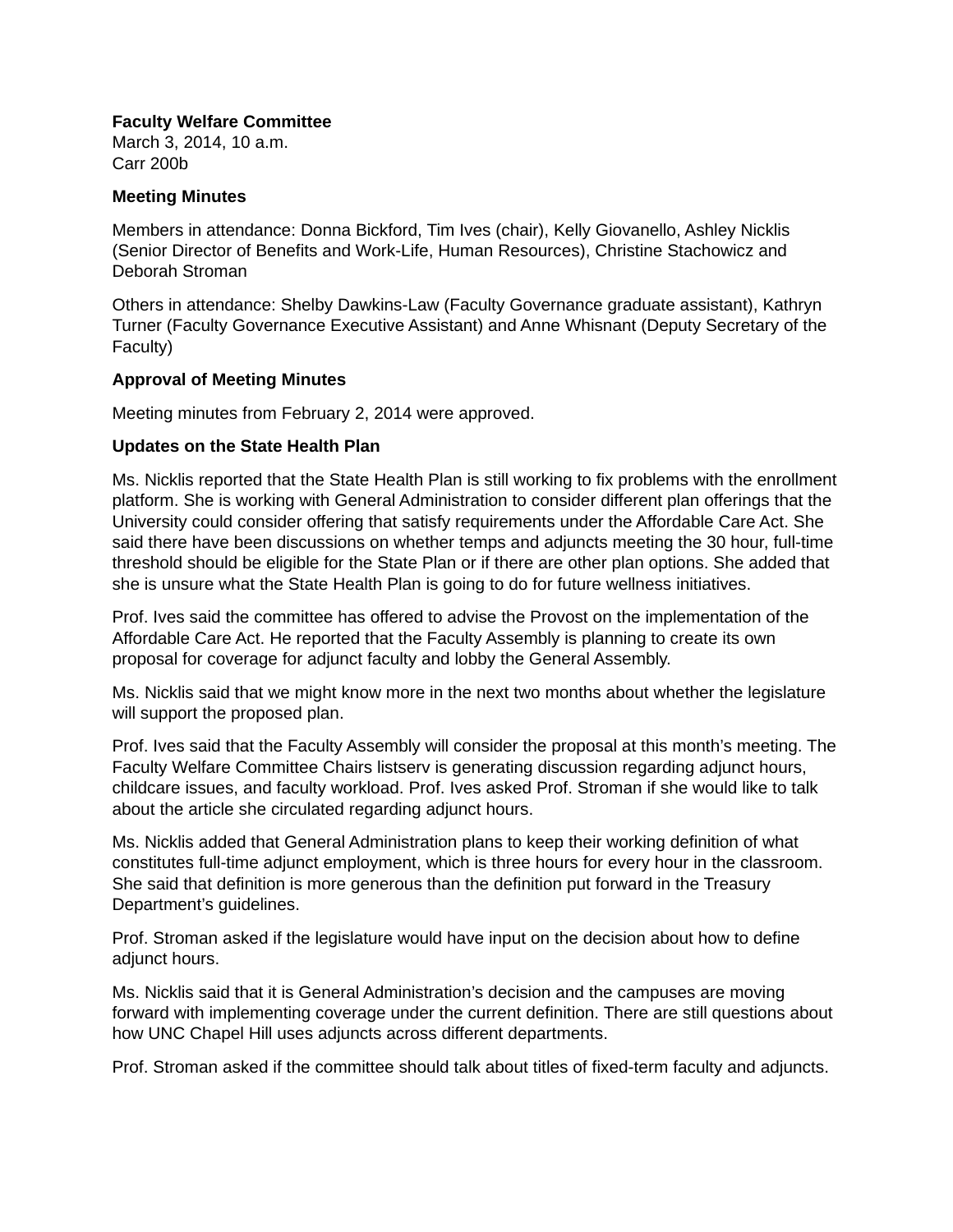**Faculty Welfare Committee**
March 3, 2014, 10 a.m.
Carr 200b

**Meeting Minutes**

Members in attendance: Donna Bickford, Tim Ives (chair), Kelly Giovanello, Ashley Nicklis (Senior Director of Benefits and Work-Life, Human Resources), Christine Stachowicz and Deborah Stroman

Others in attendance: Shelby Dawkins-Law (Faculty Governance graduate assistant), Kathryn Turner (Faculty Governance Executive Assistant) and Anne Whisnant (Deputy Secretary of the Faculty)

**Approval of Meeting Minutes**

Meeting minutes from February 2, 2014 were approved.

**Updates on the State Health Plan**

Ms. Nicklis reported that the State Health Plan is still working to fix problems with the enrollment platform. She is working with General Administration to consider different plan offerings that the University could consider offering that satisfy requirements under the Affordable Care Act. She said there have been discussions on whether temps and adjuncts meeting the 30 hour, full-time threshold should be eligible for the State Plan or if there are other plan options. She added that she is unsure what the State Health Plan is going to do for future wellness initiatives.

Prof. Ives said the committee has offered to advise the Provost on the implementation of the Affordable Care Act. He reported that the Faculty Assembly is planning to create its own proposal for coverage for adjunct faculty and lobby the General Assembly.

Ms. Nicklis said that we might know more in the next two months about whether the legislature will support the proposed plan.

Prof. Ives said that the Faculty Assembly will consider the proposal at this month's meeting. The Faculty Welfare Committee Chairs listserv is generating discussion regarding adjunct hours, childcare issues, and faculty workload. Prof. Ives asked Prof. Stroman if she would like to talk about the article she circulated regarding adjunct hours.

Ms. Nicklis added that General Administration plans to keep their working definition of what constitutes full-time adjunct employment, which is three hours for every hour in the classroom. She said that definition is more generous than the definition put forward in the Treasury Department's guidelines.

Prof. Stroman asked if the legislature would have input on the decision about how to define adjunct hours.

Ms. Nicklis said that it is General Administration's decision and the campuses are moving forward with implementing coverage under the current definition. There are still questions about how UNC Chapel Hill uses adjuncts across different departments.

Prof. Stroman asked if the committee should talk about titles of fixed-term faculty and adjuncts.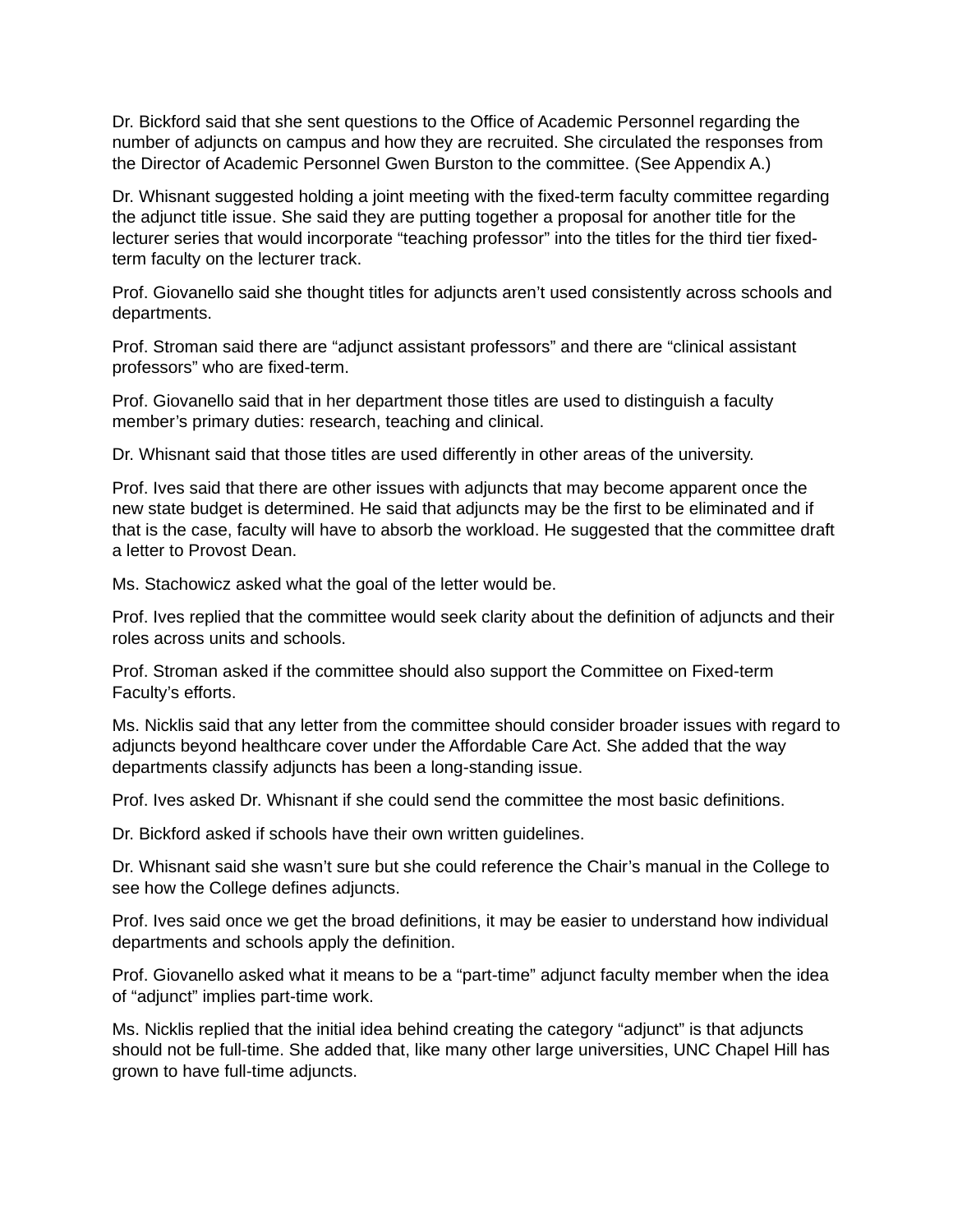Dr. Bickford said that she sent questions to the Office of Academic Personnel regarding the number of adjuncts on campus and how they are recruited. She circulated the responses from the Director of Academic Personnel Gwen Burston to the committee. (See Appendix A.)

Dr. Whisnant suggested holding a joint meeting with the fixed-term faculty committee regarding the adjunct title issue. She said they are putting together a proposal for another title for the lecturer series that would incorporate "teaching professor" into the titles for the third tier fixed-term faculty on the lecturer track.

Prof. Giovanello said she thought titles for adjuncts aren't used consistently across schools and departments.

Prof. Stroman said there are "adjunct assistant professors" and there are "clinical assistant professors" who are fixed-term.

Prof. Giovanello said that in her department those titles are used to distinguish a faculty member's primary duties: research, teaching and clinical.

Dr. Whisnant said that those titles are used differently in other areas of the university.

Prof. Ives said that there are other issues with adjuncts that may become apparent once the new state budget is determined. He said that adjuncts may be the first to be eliminated and if that is the case, faculty will have to absorb the workload. He suggested that the committee draft a letter to Provost Dean.

Ms. Stachowicz asked what the goal of the letter would be.

Prof. Ives replied that the committee would seek clarity about the definition of adjuncts and their roles across units and schools.

Prof. Stroman asked if the committee should also support the Committee on Fixed-term Faculty's efforts.

Ms. Nicklis said that any letter from the committee should consider broader issues with regard to adjuncts beyond healthcare cover under the Affordable Care Act. She added that the way departments classify adjuncts has been a long-standing issue.

Prof. Ives asked Dr. Whisnant if she could send the committee the most basic definitions.

Dr. Bickford asked if schools have their own written guidelines.

Dr. Whisnant said she wasn't sure but she could reference the Chair's manual in the College to see how the College defines adjuncts.

Prof. Ives said once we get the broad definitions, it may be easier to understand how individual departments and schools apply the definition.

Prof. Giovanello asked what it means to be a "part-time" adjunct faculty member when the idea of "adjunct" implies part-time work.

Ms. Nicklis replied that the initial idea behind creating the category "adjunct" is that adjuncts should not be full-time. She added that, like many other large universities, UNC Chapel Hill has grown to have full-time adjuncts.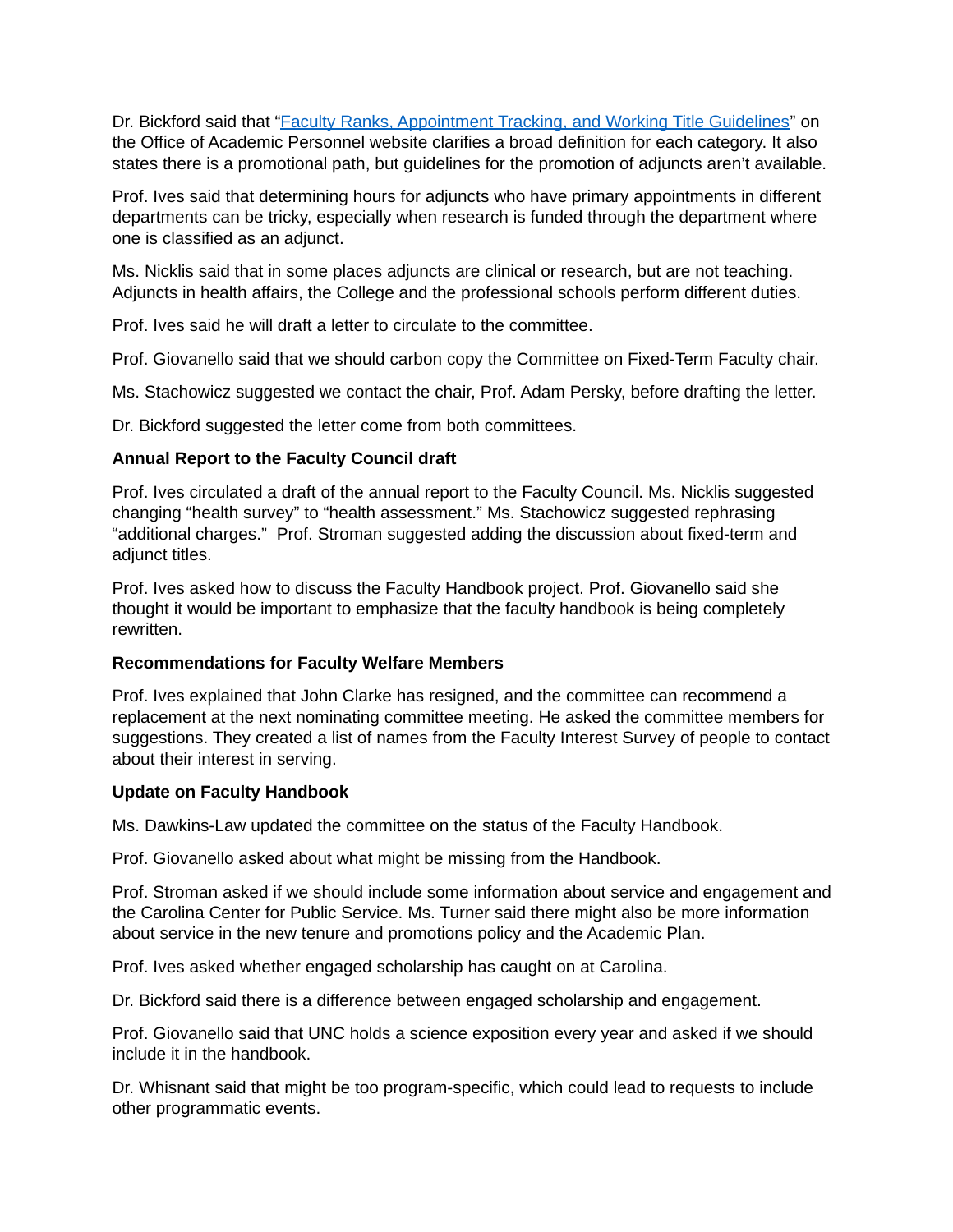Dr. Bickford said that "[Faculty Ranks, Appointment Tracking, and Working Title Guidelines]" on the Office of Academic Personnel website clarifies a broad definition for each category. It also states there is a promotional path, but guidelines for the promotion of adjuncts aren't available.

Prof. Ives said that determining hours for adjuncts who have primary appointments in different departments can be tricky, especially when research is funded through the department where one is classified as an adjunct.

Ms. Nicklis said that in some places adjuncts are clinical or research, but are not teaching. Adjuncts in health affairs, the College and the professional schools perform different duties.

Prof. Ives said he will draft a letter to circulate to the committee.

Prof. Giovanello said that we should carbon copy the Committee on Fixed-Term Faculty chair.

Ms. Stachowicz suggested we contact the chair, Prof. Adam Persky, before drafting the letter.

Dr. Bickford suggested the letter come from both committees.

**Annual Report to the Faculty Council draft**

Prof. Ives circulated a draft of the annual report to the Faculty Council. Ms. Nicklis suggested changing "health survey" to "health assessment." Ms. Stachowicz suggested rephrasing "additional charges." Prof. Stroman suggested adding the discussion about fixed-term and adjunct titles.

Prof. Ives asked how to discuss the Faculty Handbook project. Prof. Giovanello said she thought it would be important to emphasize that the faculty handbook is being completely rewritten.

**Recommendations for Faculty Welfare Members**

Prof. Ives explained that John Clarke has resigned, and the committee can recommend a replacement at the next nominating committee meeting. He asked the committee members for suggestions. They created a list of names from the Faculty Interest Survey of people to contact about their interest in serving.

**Update on Faculty Handbook**

Ms. Dawkins-Law updated the committee on the status of the Faculty Handbook.

Prof. Giovanello asked about what might be missing from the Handbook.

Prof. Stroman asked if we should include some information about service and engagement and the Carolina Center for Public Service. Ms. Turner said there might also be more information about service in the new tenure and promotions policy and the Academic Plan.

Prof. Ives asked whether engaged scholarship has caught on at Carolina.

Dr. Bickford said there is a difference between engaged scholarship and engagement.

Prof. Giovanello said that UNC holds a science exposition every year and asked if we should include it in the handbook.

Dr. Whisnant said that might be too program-specific, which could lead to requests to include other programmatic events.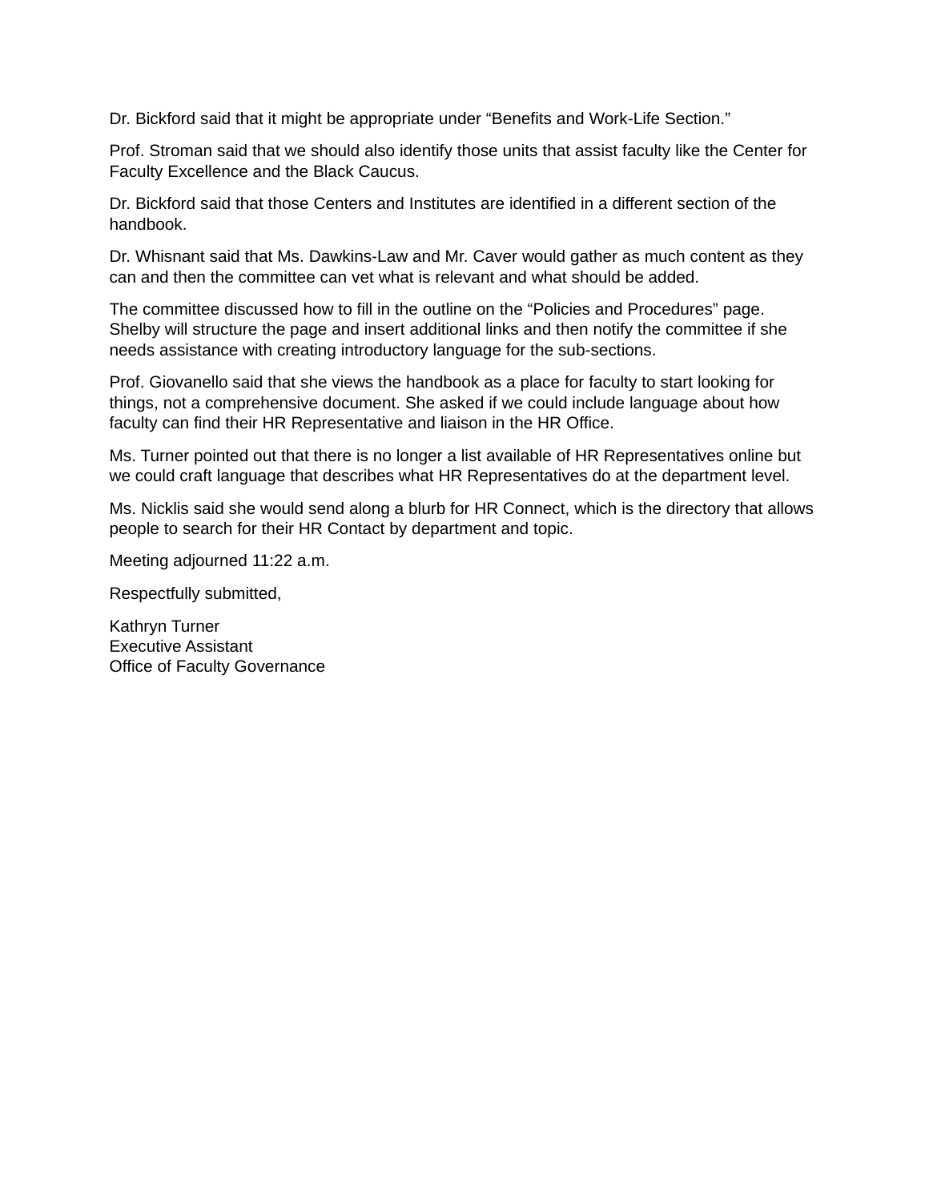Dr. Bickford said that it might be appropriate under “Benefits and Work-Life Section.”

Prof. Stroman said that we should also identify those units that assist faculty like the Center for Faculty Excellence and the Black Caucus.

Dr. Bickford said that those Centers and Institutes are identified in a different section of the handbook.

Dr. Whisnant said that Ms. Dawkins-Law and Mr. Caver would gather as much content as they can and then the committee can vet what is relevant and what should be added.

The committee discussed how to fill in the outline on the “Policies and Procedures” page. Shelby will structure the page and insert additional links and then notify the committee if she needs assistance with creating introductory language for the sub-sections.

Prof. Giovanello said that she views the handbook as a place for faculty to start looking for things, not a comprehensive document. She asked if we could include language about how faculty can find their HR Representative and liaison in the HR Office.

Ms. Turner pointed out that there is no longer a list available of HR Representatives online but we could craft language that describes what HR Representatives do at the department level.

Ms. Nicklis said she would send along a blurb for HR Connect, which is the directory that allows people to search for their HR Contact by department and topic.

Meeting adjourned 11:22 a.m.

Respectfully submitted,

Kathryn Turner  
Executive Assistant  
Office of Faculty Governance